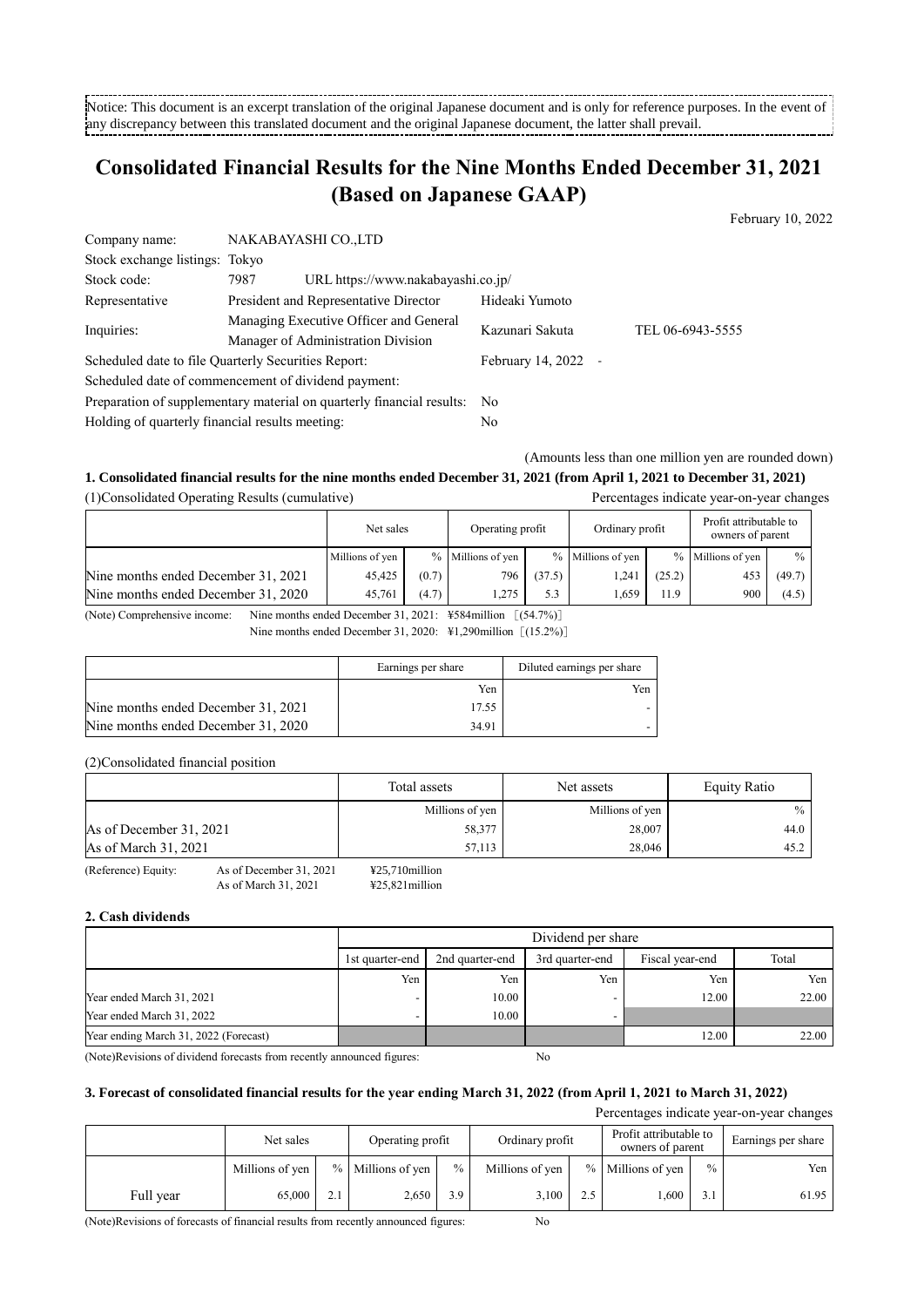Notice: This document is an excerpt translation of the original Japanese document and is only for reference purposes. In the event of any discrepancy between this translated document and the original Japanese document, the latter shall prevail.

# Consolidated Financial Results for the Nine Months Ended December 31, 2021 (Based on Japanese GAAP)

February 10, 2022

| | | | |
|---|---|---|---|
| Company name: | NAKABAYASHI CO.,LTD | | |
| Stock exchange listings: | Tokyo | | |
| Stock code: | 7987 URL https://www.nakabayashi.co.jp/ | | |
| Representative | President and Representative Director | Hideaki Yumoto | |
| Inquiries: | Managing Executive Officer and General Manager of Administration Division | Kazunari Sakuta | TEL 06-6943-5555 |
| Scheduled date to file Quarterly Securities Report: | | February 14, 2022 | - |
| Scheduled date of commencement of dividend payment: | | | |
| Preparation of supplementary material on quarterly financial results: | | No | |
| Holding of quarterly financial results meeting: | | No | |

(Amounts less than one million yen are rounded down)

### 1. Consolidated financial results for the nine months ended December 31, 2021 (from April 1, 2021 to December 31, 2021)

(1)Consolidated Operating Results (cumulative)

Percentages indicate year-on-year changes

| | Net sales | | Operating profit | | Ordinary profit | | Profit attributable to owners of parent | |
|---|---|---|---|---|---|---|---|---|
| | Millions of yen | % | Millions of yen | % | Millions of yen | % | Millions of yen | % |
| Nine months ended December 31, 2021 | 45,425 | (0.7) | 796 | (37.5) | 1,241 | (25.2) | 453 | (49.7) |
| Nine months ended December 31, 2020 | 45,761 | (4.7) | 1,275 | 5.3 | 1,659 | 11.9 | 900 | (4.5) |

(Note) Comprehensive income: Nine months ended December 31, 2021: ¥584million ［(54.7%)］
Nine months ended December 31, 2020: ¥1,290million ［(15.2%)］

| | Earnings per share | Diluted earnings per share |
|---|---|---|
| | Yen | Yen |
| Nine months ended December 31, 2021 | 17.55 | - |
| Nine months ended December 31, 2020 | 34.91 | - |

(2)Consolidated financial position

| | Total assets | Net assets | Equity Ratio |
|---|---|---|---|
| | Millions of yen | Millions of yen | % |
| As of December 31, 2021 | 58,377 | 28,007 | 44.0 |
| As of March 31, 2021 | 57,113 | 28,046 | 45.2 |

(Reference) Equity: As of December 31, 2021 ¥25,710million
As of March 31, 2021 ¥25,821million

### 2. Cash dividends

| | Dividend per share | | | | |
|---|---|---|---|---|---|
| | 1st quarter-end | 2nd quarter-end | 3rd quarter-end | Fiscal year-end | Total |
| | Yen | Yen | Yen | Yen | Yen |
| Year ended March 31, 2021 | - | 10.00 | - | 12.00 | 22.00 |
| Year ended March 31, 2022 | - | 10.00 | - | | |
| Year ending March 31, 2022 (Forecast) | | | | 12.00 | 22.00 |

(Note)Revisions of dividend forecasts from recently announced figures: No

### 3. Forecast of consolidated financial results for the year ending March 31, 2022 (from April 1, 2021 to March 31, 2022)

Percentages indicate year-on-year changes

| | Net sales | | Operating profit | | Ordinary profit | | Profit attributable to owners of parent | | Earnings per share |
|---|---|---|---|---|---|---|---|---|---|
| | Millions of yen | % | Millions of yen | % | Millions of yen | % | Millions of yen | % | Yen |
| Full year | 65,000 | 2.1 | 2,650 | 3.9 | 3,100 | 2.5 | 1,600 | 3.1 | 61.95 |

(Note)Revisions of forecasts of financial results from recently announced figures: No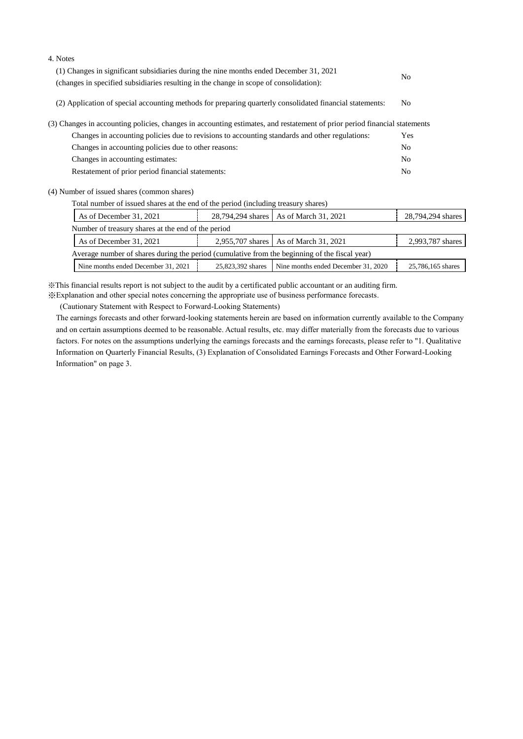4. Notes

(1) Changes in significant subsidiaries during the nine months ended December 31, 2021 (changes in specified subsidiaries resulting in the change in scope of consolidation): No

(2) Application of special accounting methods for preparing quarterly consolidated financial statements: No

(3) Changes in accounting policies, changes in accounting estimates, and restatement of prior period financial statements

| | |
|---|---|
| Changes in accounting policies due to revisions to accounting standards and other regulations: | Yes |
| Changes in accounting policies due to other reasons: | No |
| Changes in accounting estimates: | No |
| Restatement of prior period financial statements: | No |

(4) Number of issued shares (common shares)

Total number of issued shares at the end of the period (including treasury shares)

| | | | |
|---|---|---|---|
| As of December 31, 2021 | 28,794,294 shares | As of March 31, 2021 | 28,794,294 shares |

Number of treasury shares at the end of the period

| | | | |
|---|---|---|---|
| As of December 31, 2021 | 2,955,707 shares | As of March 31, 2021 | 2,993,787 shares |

Average number of shares during the period (cumulative from the beginning of the fiscal year)

| | | | |
|---|---|---|---|
| Nine months ended December 31, 2021 | 25,823,392 shares | Nine months ended December 31, 2020 | 25,786,165 shares |

※This financial results report is not subject to the audit by a certificated public accountant or an auditing firm.

※Explanation and other special notes concerning the appropriate use of business performance forecasts.

(Cautionary Statement with Respect to Forward-Looking Statements)

The earnings forecasts and other forward-looking statements herein are based on information currently available to the Company and on certain assumptions deemed to be reasonable. Actual results, etc. may differ materially from the forecasts due to various factors. For notes on the assumptions underlying the earnings forecasts and the earnings forecasts, please refer to "1. Qualitative Information on Quarterly Financial Results, (3) Explanation of Consolidated Earnings Forecasts and Other Forward-Looking Information" on page 3.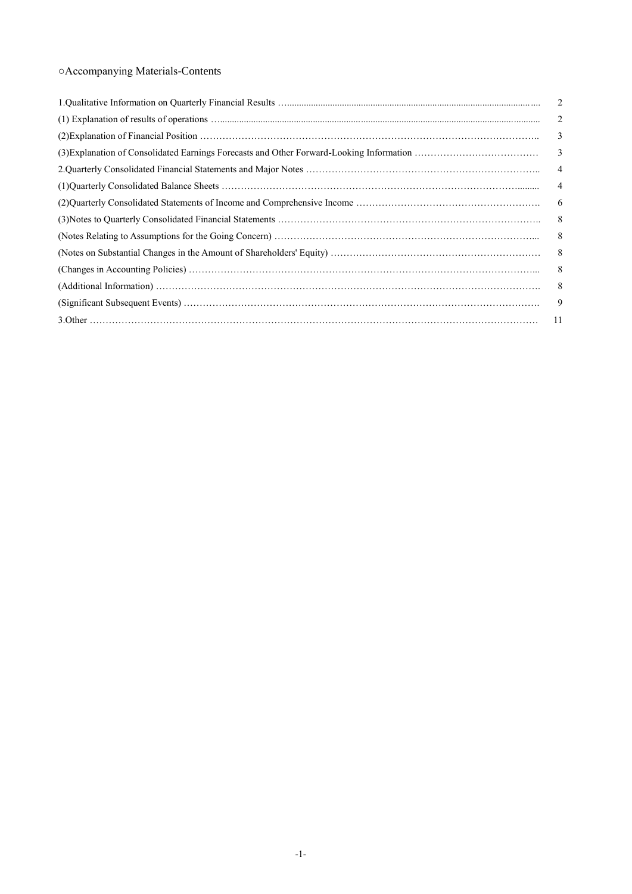# ○Accompanying Materials-Contents

| | |
|---|---|
| 1.Qualitative Information on Quarterly Financial Results | 2 |
| (1) Explanation of results of operations | 2 |
| (2)Explanation of Financial Position | 3 |
| (3)Explanation of Consolidated Earnings Forecasts and Other Forward-Looking Information | 3 |
| 2.Quarterly Consolidated Financial Statements and Major Notes | 4 |
| (1)Quarterly Consolidated Balance Sheets | 4 |
| (2)Quarterly Consolidated Statements of Income and Comprehensive Income | 6 |
| (3)Notes to Quarterly Consolidated Financial Statements | 8 |
| (Notes Relating to Assumptions for the Going Concern) | 8 |
| (Notes on Substantial Changes in the Amount of Shareholders' Equity) | 8 |
| (Changes in Accounting Policies) | 8 |
| (Additional Information) | 8 |
| (Significant Subsequent Events) | 9 |
| 3.Other | 11 |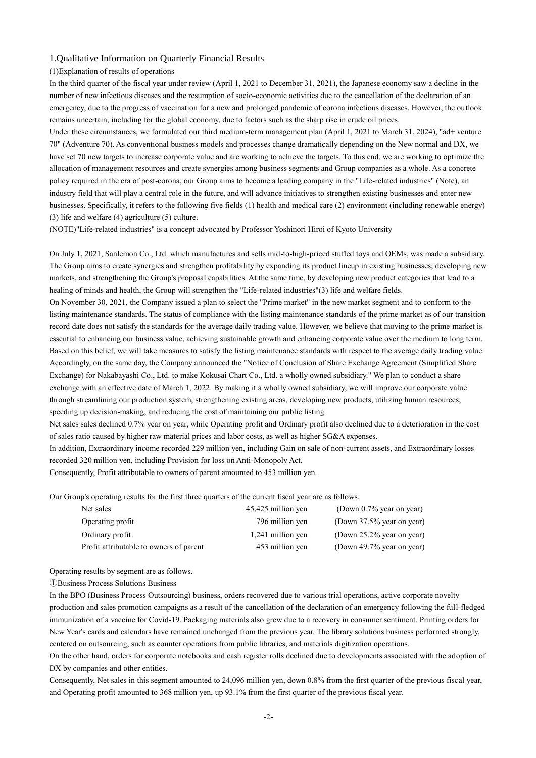## 1.Qualitative Information on Quarterly Financial Results

### (1)Explanation of results of operations

In the third quarter of the fiscal year under review (April 1, 2021 to December 31, 2021), the Japanese economy saw a decline in the number of new infectious diseases and the resumption of socio-economic activities due to the cancellation of the declaration of an emergency, due to the progress of vaccination for a new and prolonged pandemic of corona infectious diseases. However, the outlook remains uncertain, including for the global economy, due to factors such as the sharp rise in crude oil prices.

Under these circumstances, we formulated our third medium-term management plan (April 1, 2021 to March 31, 2024), "ad+ venture 70" (Adventure 70). As conventional business models and processes change dramatically depending on the New normal and DX, we have set 70 new targets to increase corporate value and are working to achieve the targets. To this end, we are working to optimize the allocation of management resources and create synergies among business segments and Group companies as a whole. As a concrete policy required in the era of post-corona, our Group aims to become a leading company in the "Life-related industries" (Note), an industry field that will play a central role in the future, and will advance initiatives to strengthen existing businesses and enter new businesses. Specifically, it refers to the following five fields (1) health and medical care (2) environment (including renewable energy) (3) life and welfare (4) agriculture (5) culture.

(NOTE)"Life-related industries" is a concept advocated by Professor Yoshinori Hiroi of Kyoto University

On July 1, 2021, Sanlemon Co., Ltd. which manufactures and sells mid-to-high-priced stuffed toys and OEMs, was made a subsidiary. The Group aims to create synergies and strengthen profitability by expanding its product lineup in existing businesses, developing new markets, and strengthening the Group's proposal capabilities. At the same time, by developing new product categories that lead to a healing of minds and health, the Group will strengthen the "Life-related industries"(3) life and welfare fields.

On November 30, 2021, the Company issued a plan to select the "Prime market" in the new market segment and to conform to the listing maintenance standards. The status of compliance with the listing maintenance standards of the prime market as of our transition record date does not satisfy the standards for the average daily trading value. However, we believe that moving to the prime market is essential to enhancing our business value, achieving sustainable growth and enhancing corporate value over the medium to long term. Based on this belief, we will take measures to satisfy the listing maintenance standards with respect to the average daily trading value. Accordingly, on the same day, the Company announced the "Notice of Conclusion of Share Exchange Agreement (Simplified Share Exchange) for Nakabayashi Co., Ltd. to make Kokusai Chart Co., Ltd. a wholly owned subsidiary." We plan to conduct a share exchange with an effective date of March 1, 2022. By making it a wholly owned subsidiary, we will improve our corporate value through streamlining our production system, strengthening existing areas, developing new products, utilizing human resources, speeding up decision-making, and reducing the cost of maintaining our public listing.

Net sales sales declined 0.7% year on year, while Operating profit and Ordinary profit also declined due to a deterioration in the cost of sales ratio caused by higher raw material prices and labor costs, as well as higher SG&A expenses.

In addition, Extraordinary income recorded 229 million yen, including Gain on sale of non-current assets, and Extraordinary losses recorded 320 million yen, including Provision for loss on Anti-Monopoly Act.

Consequently, Profit attributable to owners of parent amounted to 453 million yen.

Our Group's operating results for the first three quarters of the current fiscal year are as follows.

| | | |
|---|---|---|
| Net sales | 45,425 million yen | (Down 0.7% year on year) |
| Operating profit | 796 million yen | (Down 37.5% year on year) |
| Ordinary profit | 1,241 million yen | (Down 25.2% year on year) |
| Profit attributable to owners of parent | 453 million yen | (Down 49.7% year on year) |

Operating results by segment are as follows.

①Business Process Solutions Business

In the BPO (Business Process Outsourcing) business, orders recovered due to various trial operations, active corporate novelty production and sales promotion campaigns as a result of the cancellation of the declaration of an emergency following the full-fledged immunization of a vaccine for Covid-19. Packaging materials also grew due to a recovery in consumer sentiment. Printing orders for New Year's cards and calendars have remained unchanged from the previous year. The library solutions business performed strongly, centered on outsourcing, such as counter operations from public libraries, and materials digitization operations.

On the other hand, orders for corporate notebooks and cash register rolls declined due to developments associated with the adoption of DX by companies and other entities.

Consequently, Net sales in this segment amounted to 24,096 million yen, down 0.8% from the first quarter of the previous fiscal year, and Operating profit amounted to 368 million yen, up 93.1% from the first quarter of the previous fiscal year.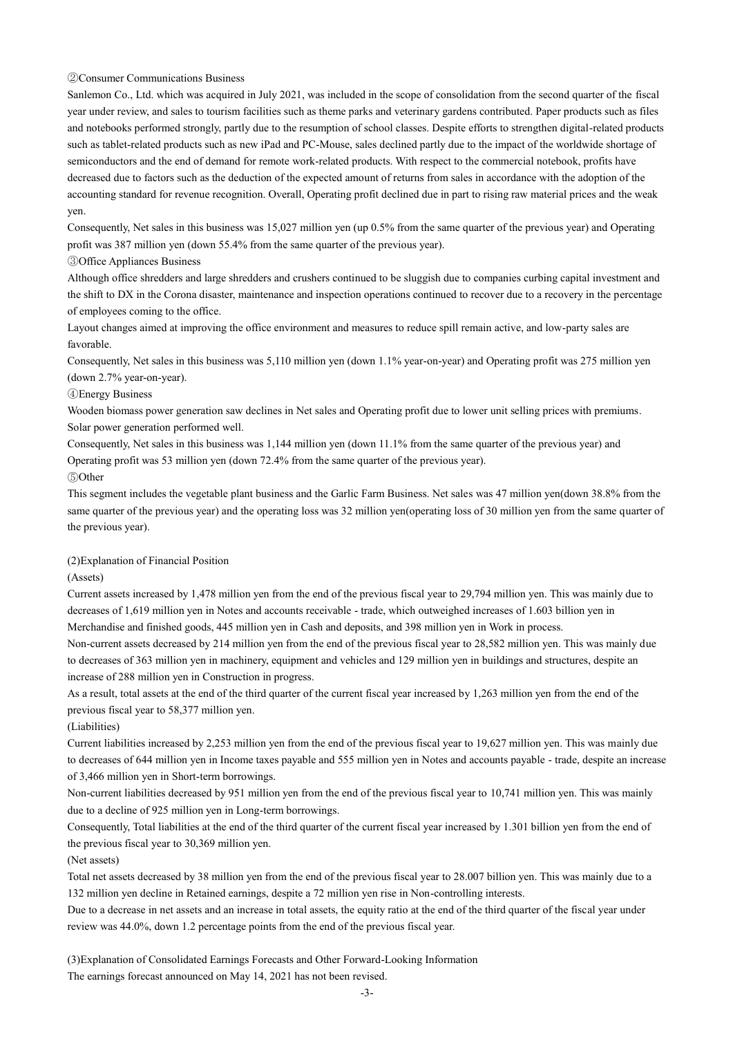②Consumer Communications Business

Sanlemon Co., Ltd. which was acquired in July 2021, was included in the scope of consolidation from the second quarter of the fiscal year under review, and sales to tourism facilities such as theme parks and veterinary gardens contributed. Paper products such as files and notebooks performed strongly, partly due to the resumption of school classes. Despite efforts to strengthen digital-related products such as tablet-related products such as new iPad and PC-Mouse, sales declined partly due to the impact of the worldwide shortage of semiconductors and the end of demand for remote work-related products. With respect to the commercial notebook, profits have decreased due to factors such as the deduction of the expected amount of returns from sales in accordance with the adoption of the accounting standard for revenue recognition. Overall, Operating profit declined due in part to rising raw material prices and the weak yen.

Consequently, Net sales in this business was 15,027 million yen (up 0.5% from the same quarter of the previous year) and Operating profit was 387 million yen (down 55.4% from the same quarter of the previous year).

③Office Appliances Business

Although office shredders and large shredders and crushers continued to be sluggish due to companies curbing capital investment and the shift to DX in the Corona disaster, maintenance and inspection operations continued to recover due to a recovery in the percentage of employees coming to the office.

Layout changes aimed at improving the office environment and measures to reduce spill remain active, and low-party sales are favorable.

Consequently, Net sales in this business was 5,110 million yen (down 1.1% year-on-year) and Operating profit was 275 million yen (down 2.7% year-on-year).

④Energy Business

Wooden biomass power generation saw declines in Net sales and Operating profit due to lower unit selling prices with premiums. Solar power generation performed well.

Consequently, Net sales in this business was 1,144 million yen (down 11.1% from the same quarter of the previous year) and Operating profit was 53 million yen (down 72.4% from the same quarter of the previous year).

⑤Other

This segment includes the vegetable plant business and the Garlic Farm Business. Net sales was 47 million yen(down 38.8% from the same quarter of the previous year) and the operating loss was 32 million yen(operating loss of 30 million yen from the same quarter of the previous year).

(2)Explanation of Financial Position

(Assets)

Current assets increased by 1,478 million yen from the end of the previous fiscal year to 29,794 million yen. This was mainly due to decreases of 1,619 million yen in Notes and accounts receivable - trade, which outweighed increases of 1.603 billion yen in Merchandise and finished goods, 445 million yen in Cash and deposits, and 398 million yen in Work in process.

Non-current assets decreased by 214 million yen from the end of the previous fiscal year to 28,582 million yen. This was mainly due to decreases of 363 million yen in machinery, equipment and vehicles and 129 million yen in buildings and structures, despite an increase of 288 million yen in Construction in progress.

As a result, total assets at the end of the third quarter of the current fiscal year increased by 1,263 million yen from the end of the previous fiscal year to 58,377 million yen.

(Liabilities)

Current liabilities increased by 2,253 million yen from the end of the previous fiscal year to 19,627 million yen. This was mainly due to decreases of 644 million yen in Income taxes payable and 555 million yen in Notes and accounts payable - trade, despite an increase of 3,466 million yen in Short-term borrowings.

Non-current liabilities decreased by 951 million yen from the end of the previous fiscal year to 10,741 million yen. This was mainly due to a decline of 925 million yen in Long-term borrowings.

Consequently, Total liabilities at the end of the third quarter of the current fiscal year increased by 1.301 billion yen from the end of the previous fiscal year to 30,369 million yen.

(Net assets)

Total net assets decreased by 38 million yen from the end of the previous fiscal year to 28.007 billion yen. This was mainly due to a 132 million yen decline in Retained earnings, despite a 72 million yen rise in Non-controlling interests.

Due to a decrease in net assets and an increase in total assets, the equity ratio at the end of the third quarter of the fiscal year under review was 44.0%, down 1.2 percentage points from the end of the previous fiscal year.

(3)Explanation of Consolidated Earnings Forecasts and Other Forward-Looking Information

The earnings forecast announced on May 14, 2021 has not been revised.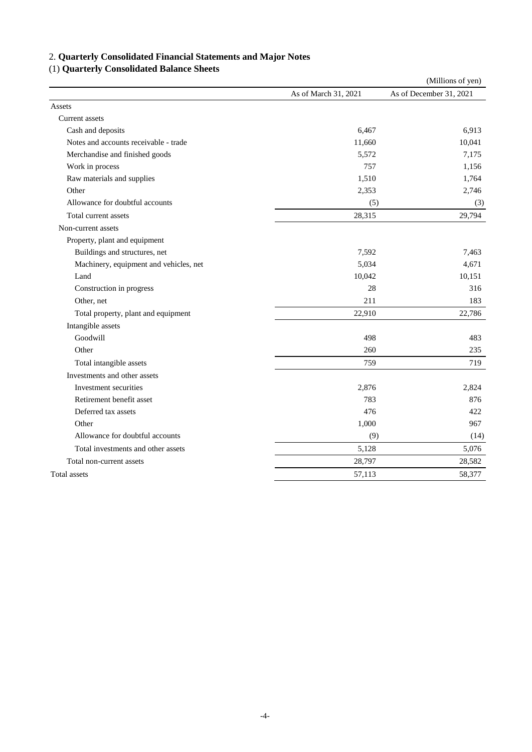## 2. **Quarterly Consolidated Financial Statements and Major Notes**

### (1) **Quarterly Consolidated Balance Sheets**

(Millions of yen)

| | As of March 31, 2021 | As of December 31, 2021 |
|---|---|---|
| Assets | | |
| Current assets | | |
| Cash and deposits | 6,467 | 6,913 |
| Notes and accounts receivable - trade | 11,660 | 10,041 |
| Merchandise and finished goods | 5,572 | 7,175 |
| Work in process | 757 | 1,156 |
| Raw materials and supplies | 1,510 | 1,764 |
| Other | 2,353 | 2,746 |
| Allowance for doubtful accounts | (5) | (3) |
| Total current assets | 28,315 | 29,794 |
| Non-current assets | | |
| Property, plant and equipment | | |
| Buildings and structures, net | 7,592 | 7,463 |
| Machinery, equipment and vehicles, net | 5,034 | 4,671 |
| Land | 10,042 | 10,151 |
| Construction in progress | 28 | 316 |
| Other, net | 211 | 183 |
| Total property, plant and equipment | 22,910 | 22,786 |
| Intangible assets | | |
| Goodwill | 498 | 483 |
| Other | 260 | 235 |
| Total intangible assets | 759 | 719 |
| Investments and other assets | | |
| Investment securities | 2,876 | 2,824 |
| Retirement benefit asset | 783 | 876 |
| Deferred tax assets | 476 | 422 |
| Other | 1,000 | 967 |
| Allowance for doubtful accounts | (9) | (14) |
| Total investments and other assets | 5,128 | 5,076 |
| Total non-current assets | 28,797 | 28,582 |
| Total assets | 57,113 | 58,377 |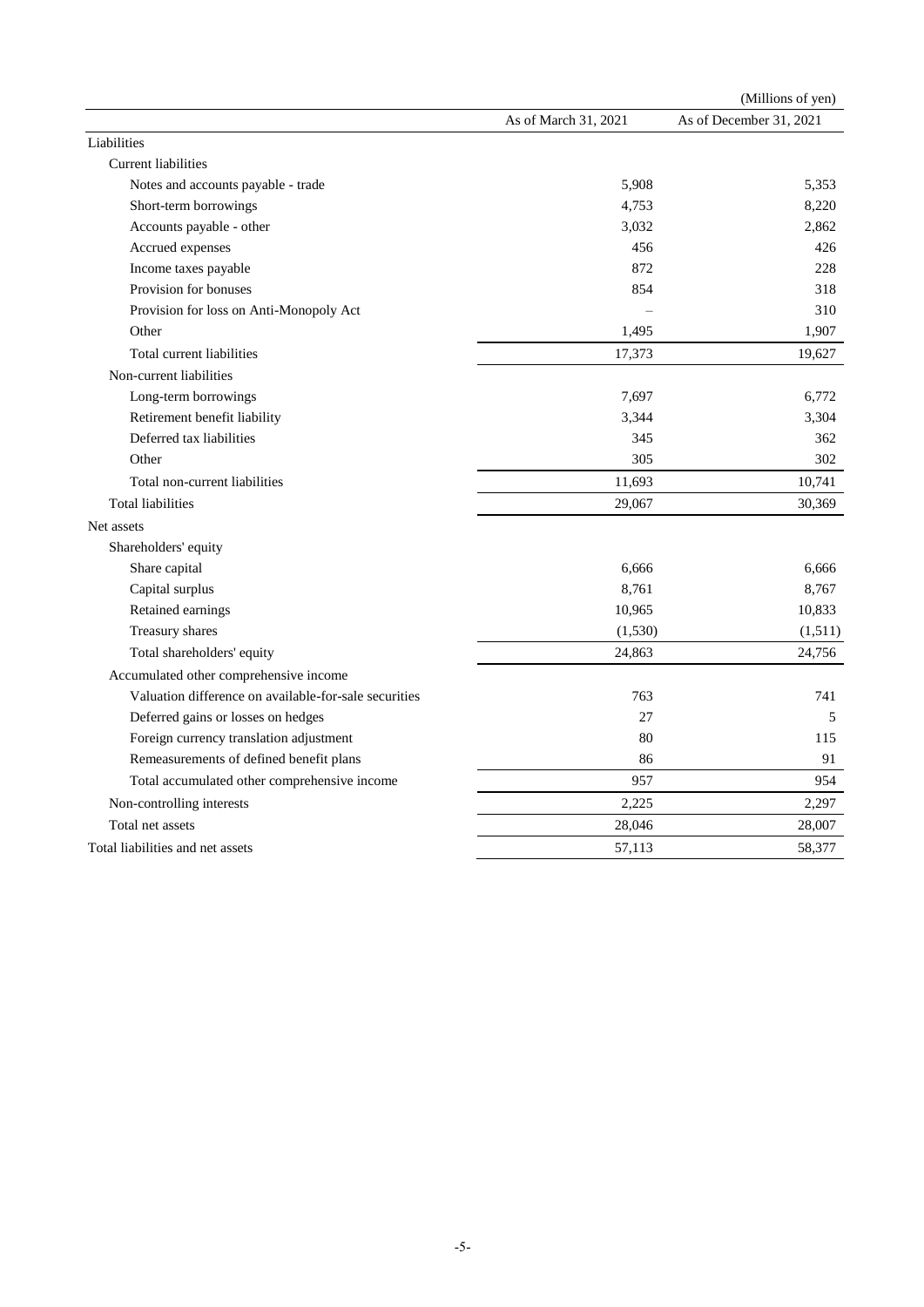(Millions of yen)

| | As of March 31, 2021 | As of December 31, 2021 |
|---|---|---|
| Liabilities | | |
| Current liabilities | | |
| Notes and accounts payable - trade | 5,908 | 5,353 |
| Short-term borrowings | 4,753 | 8,220 |
| Accounts payable - other | 3,032 | 2,862 |
| Accrued expenses | 456 | 426 |
| Income taxes payable | 872 | 228 |
| Provision for bonuses | 854 | 318 |
| Provision for loss on Anti-Monopoly Act | – | 310 |
| Other | 1,495 | 1,907 |
| Total current liabilities | 17,373 | 19,627 |
| Non-current liabilities | | |
| Long-term borrowings | 7,697 | 6,772 |
| Retirement benefit liability | 3,344 | 3,304 |
| Deferred tax liabilities | 345 | 362 |
| Other | 305 | 302 |
| Total non-current liabilities | 11,693 | 10,741 |
| Total liabilities | 29,067 | 30,369 |
| Net assets | | |
| Shareholders' equity | | |
| Share capital | 6,666 | 6,666 |
| Capital surplus | 8,761 | 8,767 |
| Retained earnings | 10,965 | 10,833 |
| Treasury shares | (1,530) | (1,511) |
| Total shareholders' equity | 24,863 | 24,756 |
| Accumulated other comprehensive income | | |
| Valuation difference on available-for-sale securities | 763 | 741 |
| Deferred gains or losses on hedges | 27 | 5 |
| Foreign currency translation adjustment | 80 | 115 |
| Remeasurements of defined benefit plans | 86 | 91 |
| Total accumulated other comprehensive income | 957 | 954 |
| Non-controlling interests | 2,225 | 2,297 |
| Total net assets | 28,046 | 28,007 |
| Total liabilities and net assets | 57,113 | 58,377 |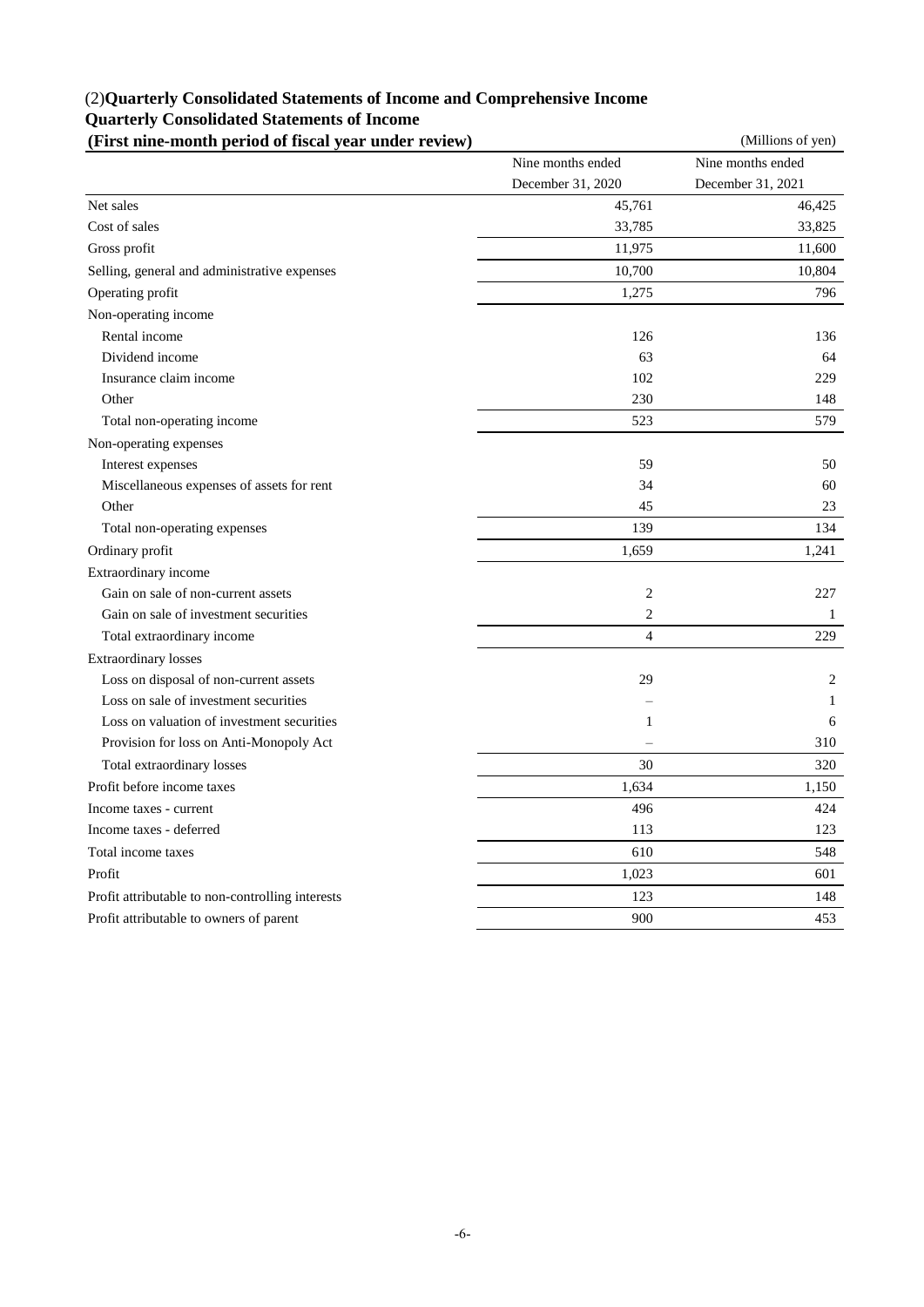## (2)Quarterly Consolidated Statements of Income and Comprehensive Income

### Quarterly Consolidated Statements of Income

**(First nine-month period of fiscal year under review)**

(Millions of yen)

| | Nine months ended December 31, 2020 | Nine months ended December 31, 2021 |
|---|---|---|
| Net sales | 45,761 | 46,425 |
| Cost of sales | 33,785 | 33,825 |
| Gross profit | 11,975 | 11,600 |
| Selling, general and administrative expenses | 10,700 | 10,804 |
| Operating profit | 1,275 | 796 |
| Non-operating income | | |
| Rental income | 126 | 136 |
| Dividend income | 63 | 64 |
| Insurance claim income | 102 | 229 |
| Other | 230 | 148 |
| Total non-operating income | 523 | 579 |
| Non-operating expenses | | |
| Interest expenses | 59 | 50 |
| Miscellaneous expenses of assets for rent | 34 | 60 |
| Other | 45 | 23 |
| Total non-operating expenses | 139 | 134 |
| Ordinary profit | 1,659 | 1,241 |
| Extraordinary income | | |
| Gain on sale of non-current assets | 2 | 227 |
| Gain on sale of investment securities | 2 | 1 |
| Total extraordinary income | 4 | 229 |
| Extraordinary losses | | |
| Loss on disposal of non-current assets | 29 | 2 |
| Loss on sale of investment securities | – | 1 |
| Loss on valuation of investment securities | 1 | 6 |
| Provision for loss on Anti-Monopoly Act | – | 310 |
| Total extraordinary losses | 30 | 320 |
| Profit before income taxes | 1,634 | 1,150 |
| Income taxes - current | 496 | 424 |
| Income taxes - deferred | 113 | 123 |
| Total income taxes | 610 | 548 |
| Profit | 1,023 | 601 |
| Profit attributable to non-controlling interests | 123 | 148 |
| Profit attributable to owners of parent | 900 | 453 |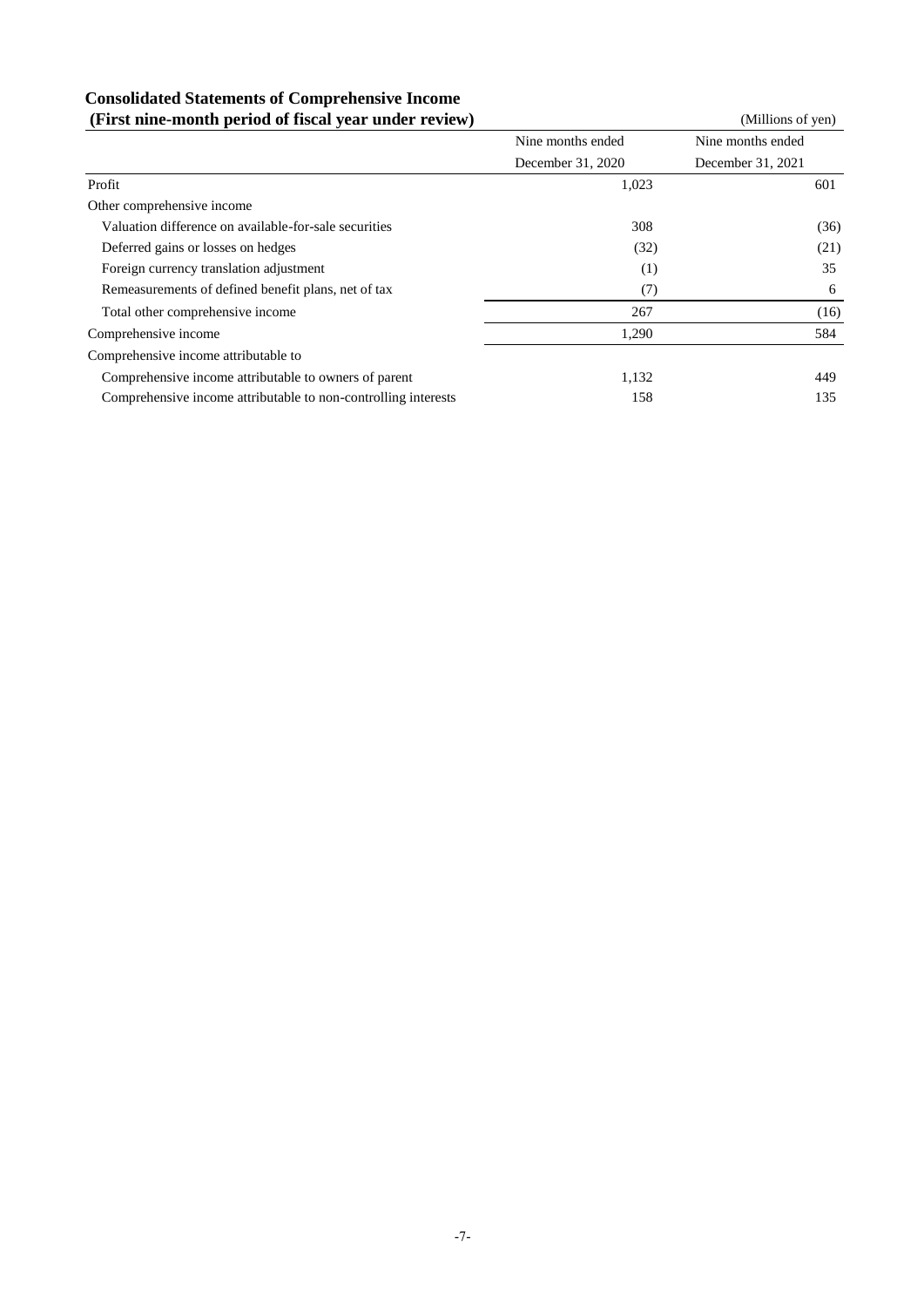## Consolidated Statements of Comprehensive Income

### (First nine-month period of fiscal year under review)

(Millions of yen)

| | Nine months ended December 31, 2020 | Nine months ended December 31, 2021 |
|---|---|---|
| Profit | 1,023 | 601 |
| Other comprehensive income | | |
| Valuation difference on available-for-sale securities | 308 | (36) |
| Deferred gains or losses on hedges | (32) | (21) |
| Foreign currency translation adjustment | (1) | 35 |
| Remeasurements of defined benefit plans, net of tax | (7) | 6 |
| Total other comprehensive income | 267 | (16) |
| Comprehensive income | 1,290 | 584 |
| Comprehensive income attributable to | | |
| Comprehensive income attributable to owners of parent | 1,132 | 449 |
| Comprehensive income attributable to non-controlling interests | 158 | 135 |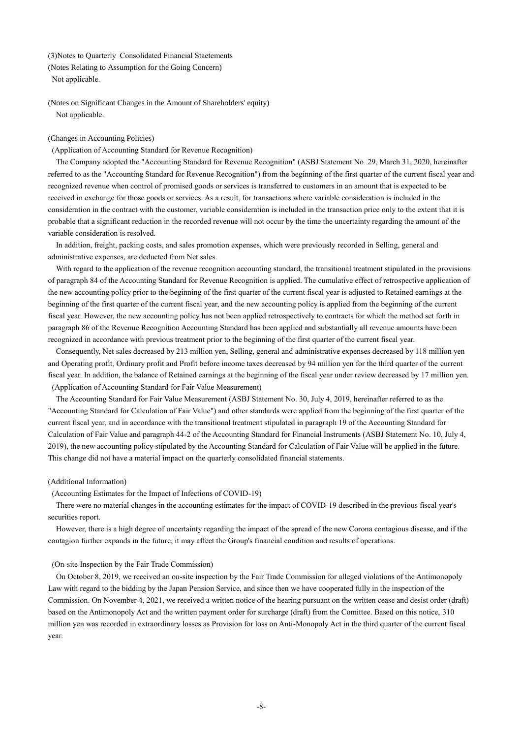### (3)Notes to Quarterly Consolidated Financial Staetements

(Notes Relating to Assumption for the Going Concern)

Not applicable.

(Notes on Significant Changes in the Amount of Shareholders' equity)

Not applicable.

(Changes in Accounting Policies)

(Application of Accounting Standard for Revenue Recognition)

The Company adopted the "Accounting Standard for Revenue Recognition" (ASBJ Statement No. 29, March 31, 2020, hereinafter referred to as the "Accounting Standard for Revenue Recognition") from the beginning of the first quarter of the current fiscal year and recognized revenue when control of promised goods or services is transferred to customers in an amount that is expected to be received in exchange for those goods or services. As a result, for transactions where variable consideration is included in the consideration in the contract with the customer, variable consideration is included in the transaction price only to the extent that it is probable that a significant reduction in the recorded revenue will not occur by the time the uncertainty regarding the amount of the variable consideration is resolved.

In addition, freight, packing costs, and sales promotion expenses, which were previously recorded in Selling, general and administrative expenses, are deducted from Net sales.

With regard to the application of the revenue recognition accounting standard, the transitional treatment stipulated in the provisions of paragraph 84 of the Accounting Standard for Revenue Recognition is applied. The cumulative effect of retrospective application of the new accounting policy prior to the beginning of the first quarter of the current fiscal year is adjusted to Retained earnings at the beginning of the first quarter of the current fiscal year, and the new accounting policy is applied from the beginning of the current fiscal year. However, the new accounting policy has not been applied retrospectively to contracts for which the method set forth in paragraph 86 of the Revenue Recognition Accounting Standard has been applied and substantially all revenue amounts have been recognized in accordance with previous treatment prior to the beginning of the first quarter of the current fiscal year.

Consequently, Net sales decreased by 213 million yen, Selling, general and administrative expenses decreased by 118 million yen and Operating profit, Ordinary profit and Profit before income taxes decreased by 94 million yen for the third quarter of the current fiscal year. In addition, the balance of Retained earnings at the beginning of the fiscal year under review decreased by 17 million yen.

(Application of Accounting Standard for Fair Value Measurement)

The Accounting Standard for Fair Value Measurement (ASBJ Statement No. 30, July 4, 2019, hereinafter referred to as the "Accounting Standard for Calculation of Fair Value") and other standards were applied from the beginning of the first quarter of the current fiscal year, and in accordance with the transitional treatment stipulated in paragraph 19 of the Accounting Standard for Calculation of Fair Value and paragraph 44-2 of the Accounting Standard for Financial Instruments (ASBJ Statement No. 10, July 4, 2019), the new accounting policy stipulated by the Accounting Standard for Calculation of Fair Value will be applied in the future. This change did not have a material impact on the quarterly consolidated financial statements.

(Additional Information)

(Accounting Estimates for the Impact of Infections of COVID-19)

There were no material changes in the accounting estimates for the impact of COVID-19 described in the previous fiscal year's securities report.

However, there is a high degree of uncertainty regarding the impact of the spread of the new Corona contagious disease, and if the contagion further expands in the future, it may affect the Group's financial condition and results of operations.

(On-site Inspection by the Fair Trade Commission)

On October 8, 2019, we received an on-site inspection by the Fair Trade Commission for alleged violations of the Antimonopoly Law with regard to the bidding by the Japan Pension Service, and since then we have cooperated fully in the inspection of the Commission. On November 4, 2021, we received a written notice of the hearing pursuant on the written cease and desist order (draft) based on the Antimonopoly Act and the written payment order for surcharge (draft) from the Comittee. Based on this notice, 310 million yen was recorded in extraordinary losses as Provision for loss on Anti-Monopoly Act in the third quarter of the current fiscal year.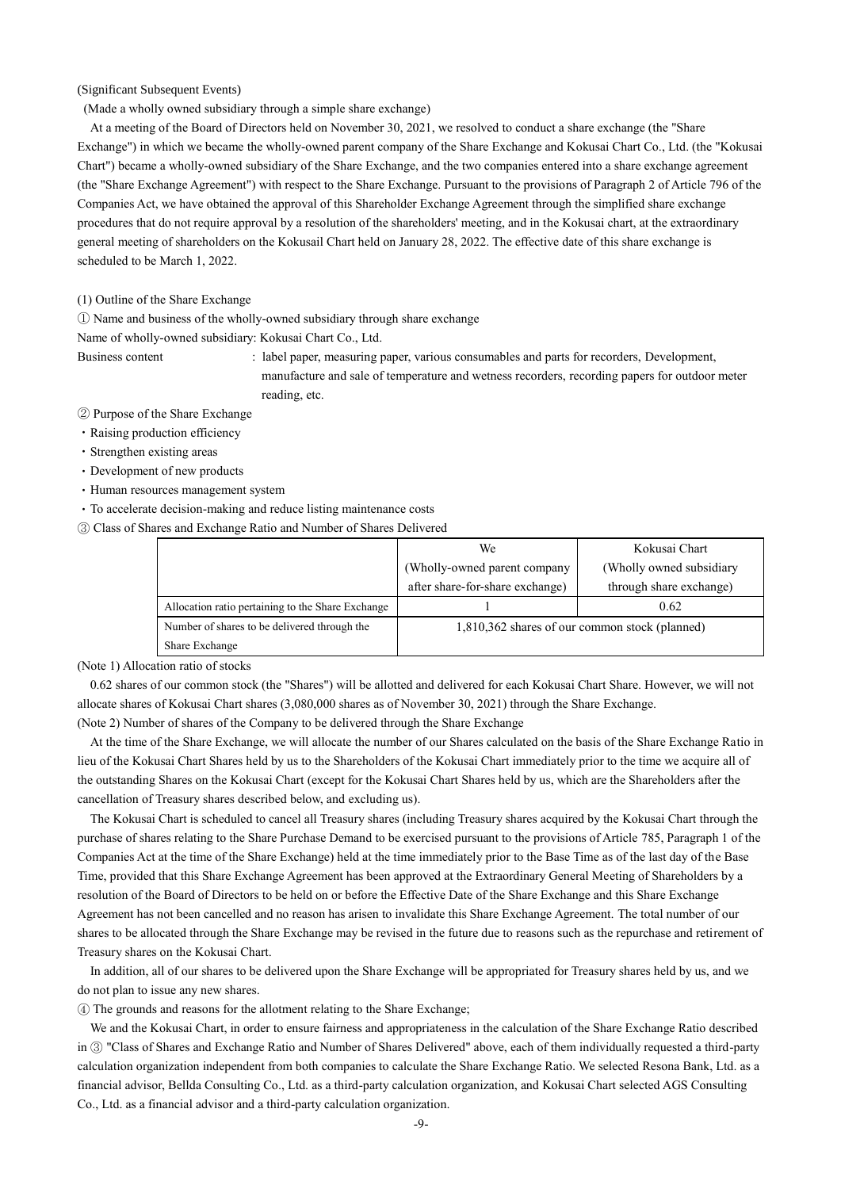(Significant Subsequent Events)

(Made a wholly owned subsidiary through a simple share exchange)

At a meeting of the Board of Directors held on November 30, 2021, we resolved to conduct a share exchange (the "Share Exchange") in which we became the wholly-owned parent company of the Share Exchange and Kokusai Chart Co., Ltd. (the "Kokusai Chart") became a wholly-owned subsidiary of the Share Exchange, and the two companies entered into a share exchange agreement (the "Share Exchange Agreement") with respect to the Share Exchange. Pursuant to the provisions of Paragraph 2 of Article 796 of the Companies Act, we have obtained the approval of this Shareholder Exchange Agreement through the simplified share exchange procedures that do not require approval by a resolution of the shareholders' meeting, and in the Kokusai chart, at the extraordinary general meeting of shareholders on the Kokusail Chart held on January 28, 2022. The effective date of this share exchange is scheduled to be March 1, 2022.

(1) Outline of the Share Exchange

① Name and business of the wholly-owned subsidiary through share exchange

Name of wholly-owned subsidiary: Kokusai Chart Co., Ltd.

Business content : label paper, measuring paper, various consumables and parts for recorders, Development, manufacture and sale of temperature and wetness recorders, recording papers for outdoor meter reading, etc.

② Purpose of the Share Exchange

- Raising production efficiency
- Strengthen existing areas
- Development of new products
- Human resources management system
- To accelerate decision-making and reduce listing maintenance costs

③ Class of Shares and Exchange Ratio and Number of Shares Delivered

| | We (Wholly-owned parent company after share-for-share exchange) | Kokusai Chart (Wholly owned subsidiary through share exchange) |
|---|---|---|
| Allocation ratio pertaining to the Share Exchange | 1 | 0.62 |
| Number of shares to be delivered through the Share Exchange | 1,810,362 shares of our common stock (planned) | |

(Note 1) Allocation ratio of stocks

0.62 shares of our common stock (the "Shares") will be allotted and delivered for each Kokusai Chart Share. However, we will not allocate shares of Kokusai Chart shares (3,080,000 shares as of November 30, 2021) through the Share Exchange.

(Note 2) Number of shares of the Company to be delivered through the Share Exchange

At the time of the Share Exchange, we will allocate the number of our Shares calculated on the basis of the Share Exchange Ratio in lieu of the Kokusai Chart Shares held by us to the Shareholders of the Kokusai Chart immediately prior to the time we acquire all of the outstanding Shares on the Kokusai Chart (except for the Kokusai Chart Shares held by us, which are the Shareholders after the cancellation of Treasury shares described below, and excluding us).

The Kokusai Chart is scheduled to cancel all Treasury shares (including Treasury shares acquired by the Kokusai Chart through the purchase of shares relating to the Share Purchase Demand to be exercised pursuant to the provisions of Article 785, Paragraph 1 of the Companies Act at the time of the Share Exchange) held at the time immediately prior to the Base Time as of the last day of the Base Time, provided that this Share Exchange Agreement has been approved at the Extraordinary General Meeting of Shareholders by a resolution of the Board of Directors to be held on or before the Effective Date of the Share Exchange and this Share Exchange Agreement has not been cancelled and no reason has arisen to invalidate this Share Exchange Agreement. The total number of our shares to be allocated through the Share Exchange may be revised in the future due to reasons such as the repurchase and retirement of Treasury shares on the Kokusai Chart.

In addition, all of our shares to be delivered upon the Share Exchange will be appropriated for Treasury shares held by us, and we do not plan to issue any new shares.

④ The grounds and reasons for the allotment relating to the Share Exchange;

We and the Kokusai Chart, in order to ensure fairness and appropriateness in the calculation of the Share Exchange Ratio described in ③ "Class of Shares and Exchange Ratio and Number of Shares Delivered" above, each of them individually requested a third-party calculation organization independent from both companies to calculate the Share Exchange Ratio. We selected Resona Bank, Ltd. as a financial advisor, Bellda Consulting Co., Ltd. as a third-party calculation organization, and Kokusai Chart selected AGS Consulting Co., Ltd. as a financial advisor and a third-party calculation organization.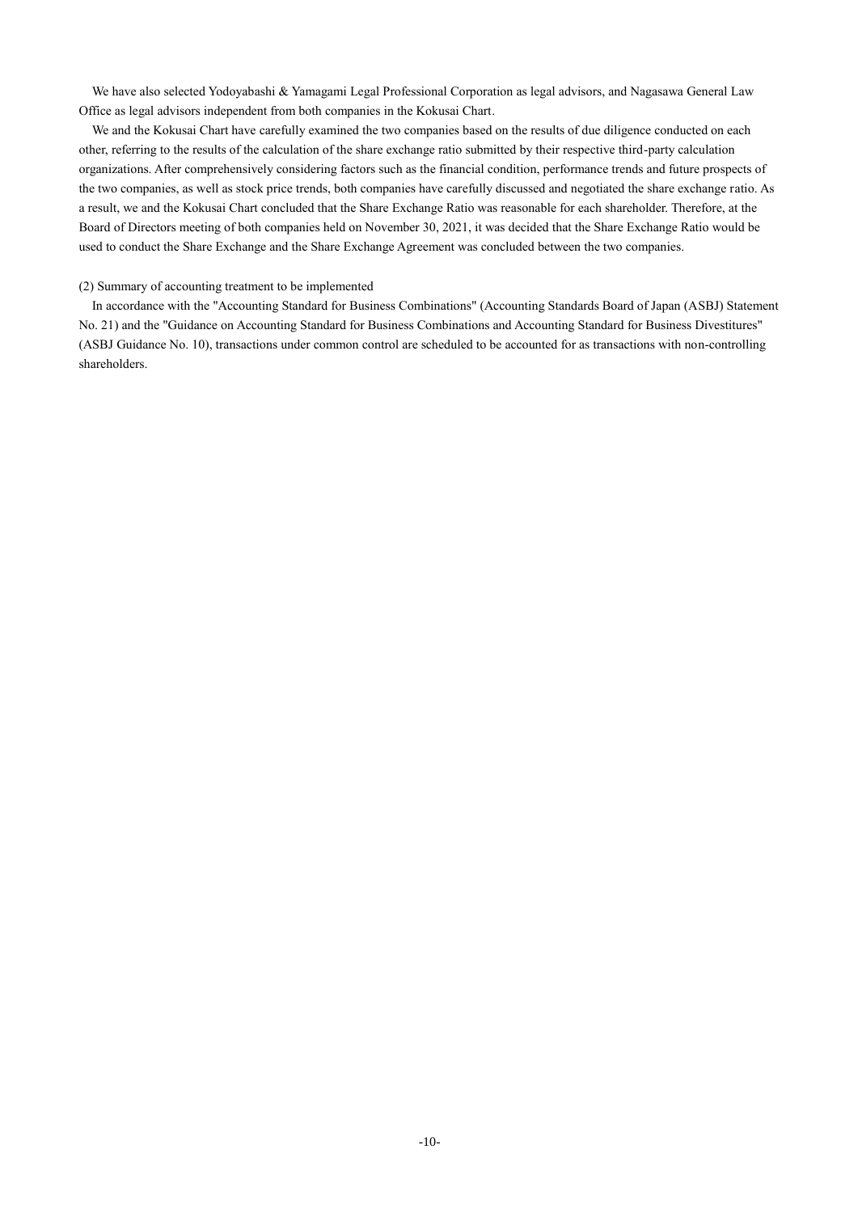We have also selected Yodoyabashi & Yamagami Legal Professional Corporation as legal advisors, and Nagasawa General Law Office as legal advisors independent from both companies in the Kokusai Chart.

We and the Kokusai Chart have carefully examined the two companies based on the results of due diligence conducted on each other, referring to the results of the calculation of the share exchange ratio submitted by their respective third-party calculation organizations. After comprehensively considering factors such as the financial condition, performance trends and future prospects of the two companies, as well as stock price trends, both companies have carefully discussed and negotiated the share exchange ratio. As a result, we and the Kokusai Chart concluded that the Share Exchange Ratio was reasonable for each shareholder. Therefore, at the Board of Directors meeting of both companies held on November 30, 2021, it was decided that the Share Exchange Ratio would be used to conduct the Share Exchange and the Share Exchange Agreement was concluded between the two companies.

(2) Summary of accounting treatment to be implemented

In accordance with the "Accounting Standard for Business Combinations" (Accounting Standards Board of Japan (ASBJ) Statement No. 21) and the "Guidance on Accounting Standard for Business Combinations and Accounting Standard for Business Divestitures" (ASBJ Guidance No. 10), transactions under common control are scheduled to be accounted for as transactions with non-controlling shareholders.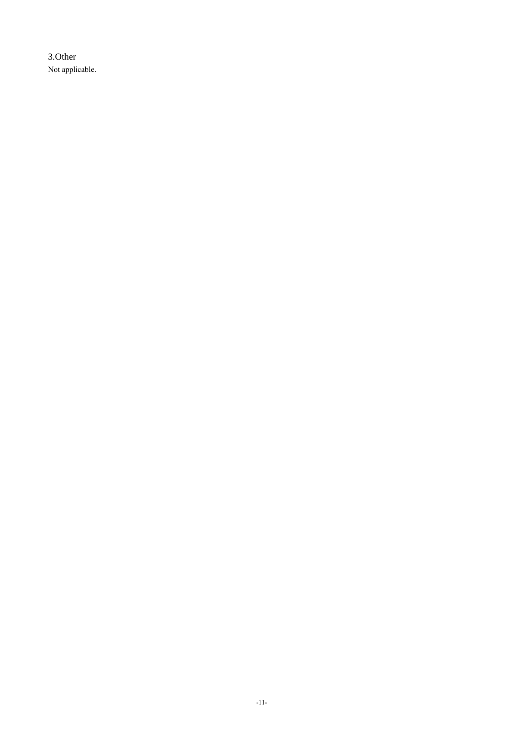### 3.Other

Not applicable.